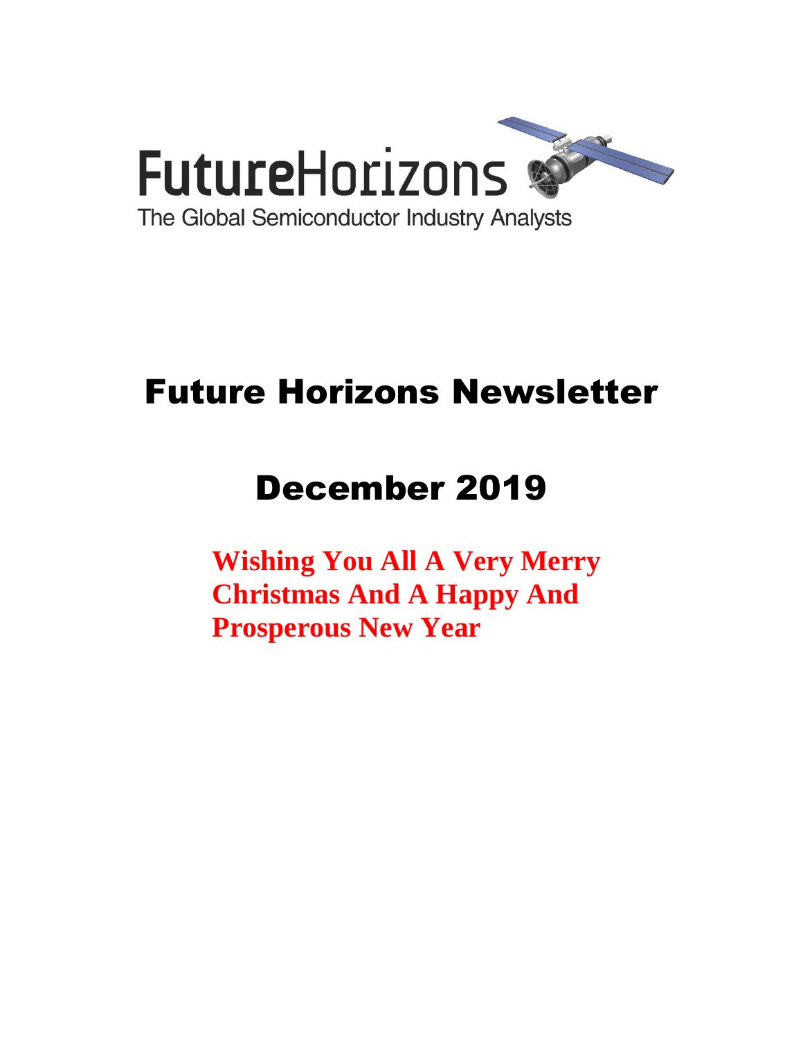FutureHorizons

The Global Semiconductor Industry Analysts

# Future Horizons Newsletter

# December 2019

**Wishing You All A Very Merry Christmas And A Happy And Prosperous New Year**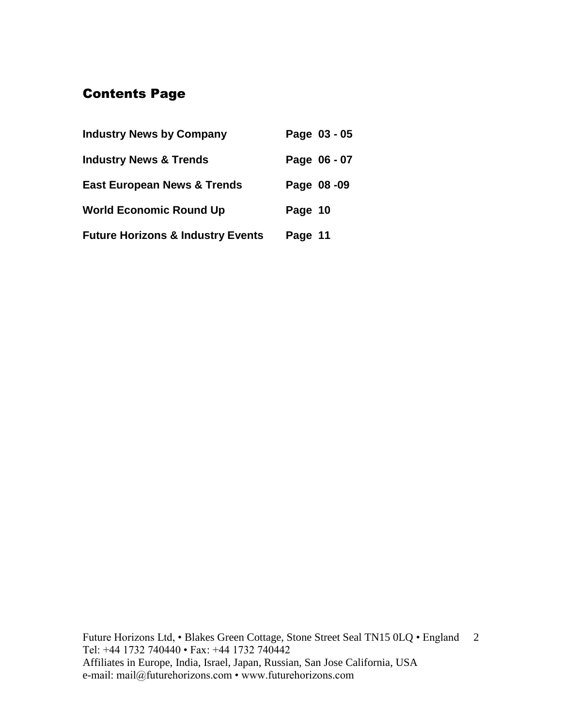## Contents Page

**Industry News by Company** — **Page 03 - 05**

**Industry News & Trends** — **Page 06 - 07**

**East European News & Trends** — **Page 08 -09**

**World Economic Round Up** — **Page 10**

**Future Horizons & Industry Events** — **Page 11**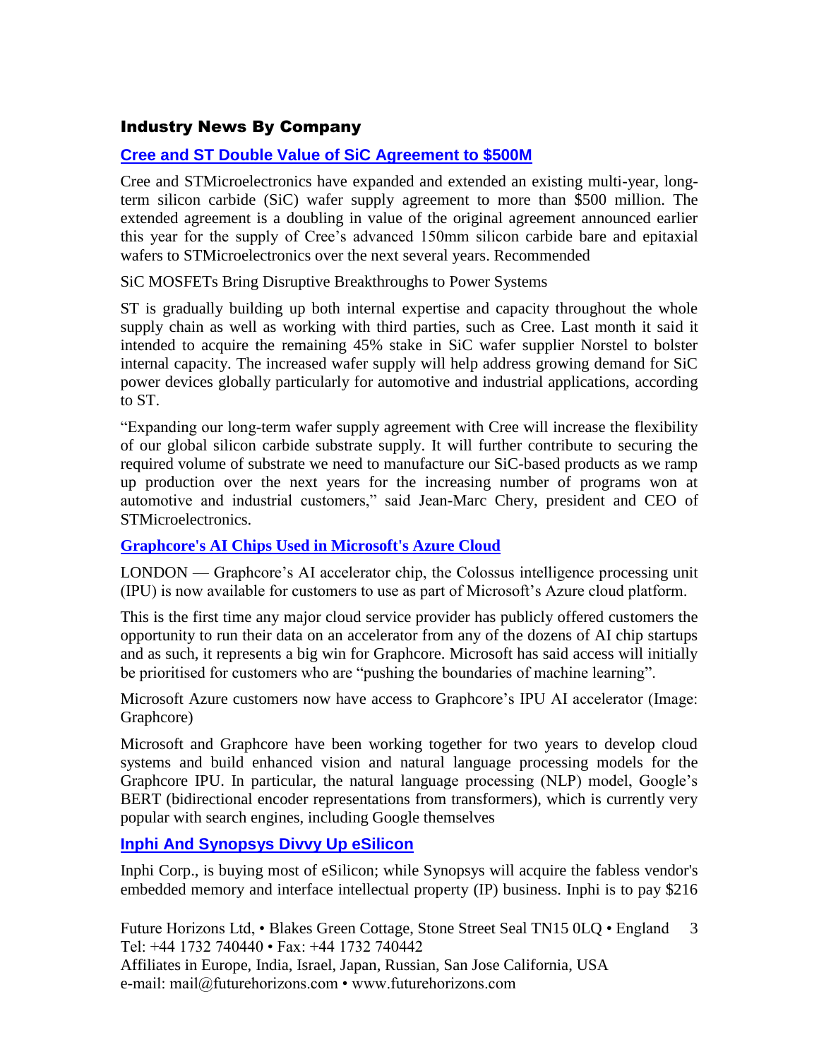## Industry News By Company

### Cree and ST Double Value of SiC Agreement to $500M

Cree and STMicroelectronics have expanded and extended an existing multi-year, long-term silicon carbide (SiC) wafer supply agreement to more than $500 million. The extended agreement is a doubling in value of the original agreement announced earlier this year for the supply of Cree's advanced 150mm silicon carbide bare and epitaxial wafers to STMicroelectronics over the next several years. Recommended

SiC MOSFETs Bring Disruptive Breakthroughs to Power Systems

ST is gradually building up both internal expertise and capacity throughout the whole supply chain as well as working with third parties, such as Cree. Last month it said it intended to acquire the remaining 45% stake in SiC wafer supplier Norstel to bolster internal capacity. The increased wafer supply will help address growing demand for SiC power devices globally particularly for automotive and industrial applications, according to ST.

"Expanding our long-term wafer supply agreement with Cree will increase the flexibility of our global silicon carbide substrate supply. It will further contribute to securing the required volume of substrate we need to manufacture our SiC-based products as we ramp up production over the next years for the increasing number of programs won at automotive and industrial customers," said Jean-Marc Chery, president and CEO of STMicroelectronics.

### Graphcore's AI Chips Used in Microsoft's Azure Cloud

LONDON — Graphcore's AI accelerator chip, the Colossus intelligence processing unit (IPU) is now available for customers to use as part of Microsoft's Azure cloud platform.

This is the first time any major cloud service provider has publicly offered customers the opportunity to run their data on an accelerator from any of the dozens of AI chip startups and as such, it represents a big win for Graphcore. Microsoft has said access will initially be prioritised for customers who are "pushing the boundaries of machine learning".

Microsoft Azure customers now have access to Graphcore's IPU AI accelerator (Image: Graphcore)

Microsoft and Graphcore have been working together for two years to develop cloud systems and build enhanced vision and natural language processing models for the Graphcore IPU. In particular, the natural language processing (NLP) model, Google's BERT (bidirectional encoder representations from transformers), which is currently very popular with search engines, including Google themselves

### Inphi And Synopsys Divvy Up eSilicon

Inphi Corp., is buying most of eSilicon; while Synopsys will acquire the fabless vendor's embedded memory and interface intellectual property (IP) business. Inphi is to pay $216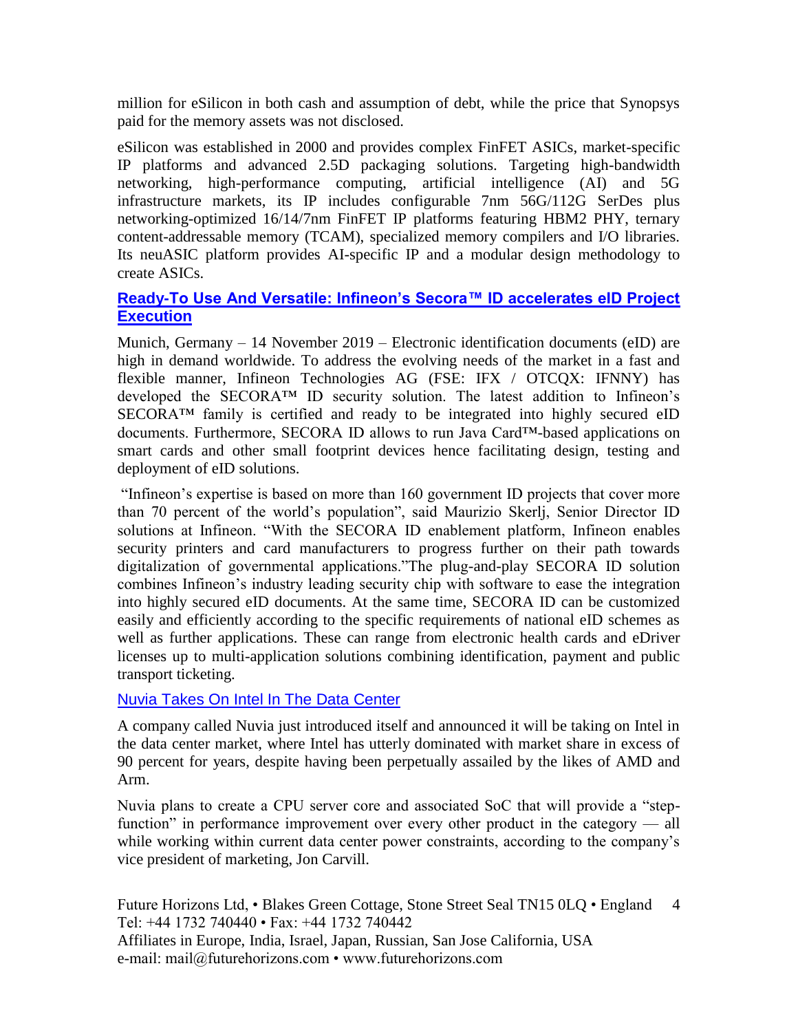million for eSilicon in both cash and assumption of debt, while the price that Synopsys paid for the memory assets was not disclosed.

eSilicon was established in 2000 and provides complex FinFET ASICs, market-specific IP platforms and advanced 2.5D packaging solutions. Targeting high-bandwidth networking, high-performance computing, artificial intelligence (AI) and 5G infrastructure markets, its IP includes configurable 7nm 56G/112G SerDes plus networking-optimized 16/14/7nm FinFET IP platforms featuring HBM2 PHY, ternary content-addressable memory (TCAM), specialized memory compilers and I/O libraries. Its neuASIC platform provides AI-specific IP and a modular design methodology to create ASICs.

## [Ready-To Use And Versatile: Infineon's Secora™ ID accelerates eID Project Execution]

Munich, Germany – 14 November 2019 – Electronic identification documents (eID) are high in demand worldwide. To address the evolving needs of the market in a fast and flexible manner, Infineon Technologies AG (FSE: IFX / OTCQX: IFNNY) has developed the SECORA™ ID security solution. The latest addition to Infineon's SECORA™ family is certified and ready to be integrated into highly secured eID documents. Furthermore, SECORA ID allows to run Java Card™-based applications on smart cards and other small footprint devices hence facilitating design, testing and deployment of eID solutions.

"Infineon's expertise is based on more than 160 government ID projects that cover more than 70 percent of the world's population", said Maurizio Skerlj, Senior Director ID solutions at Infineon. "With the SECORA ID enablement platform, Infineon enables security printers and card manufacturers to progress further on their path towards digitalization of governmental applications."The plug-and-play SECORA ID solution combines Infineon's industry leading security chip with software to ease the integration into highly secured eID documents. At the same time, SECORA ID can be customized easily and efficiently according to the specific requirements of national eID schemes as well as further applications. These can range from electronic health cards and eDriver licenses up to multi-application solutions combining identification, payment and public transport ticketing.

## [Nuvia Takes On Intel In The Data Center]

A company called Nuvia just introduced itself and announced it will be taking on Intel in the data center market, where Intel has utterly dominated with market share in excess of 90 percent for years, despite having been perpetually assailed by the likes of AMD and Arm.

Nuvia plans to create a CPU server core and associated SoC that will provide a "step-function" in performance improvement over every other product in the category — all while working within current data center power constraints, according to the company's vice president of marketing, Jon Carvill.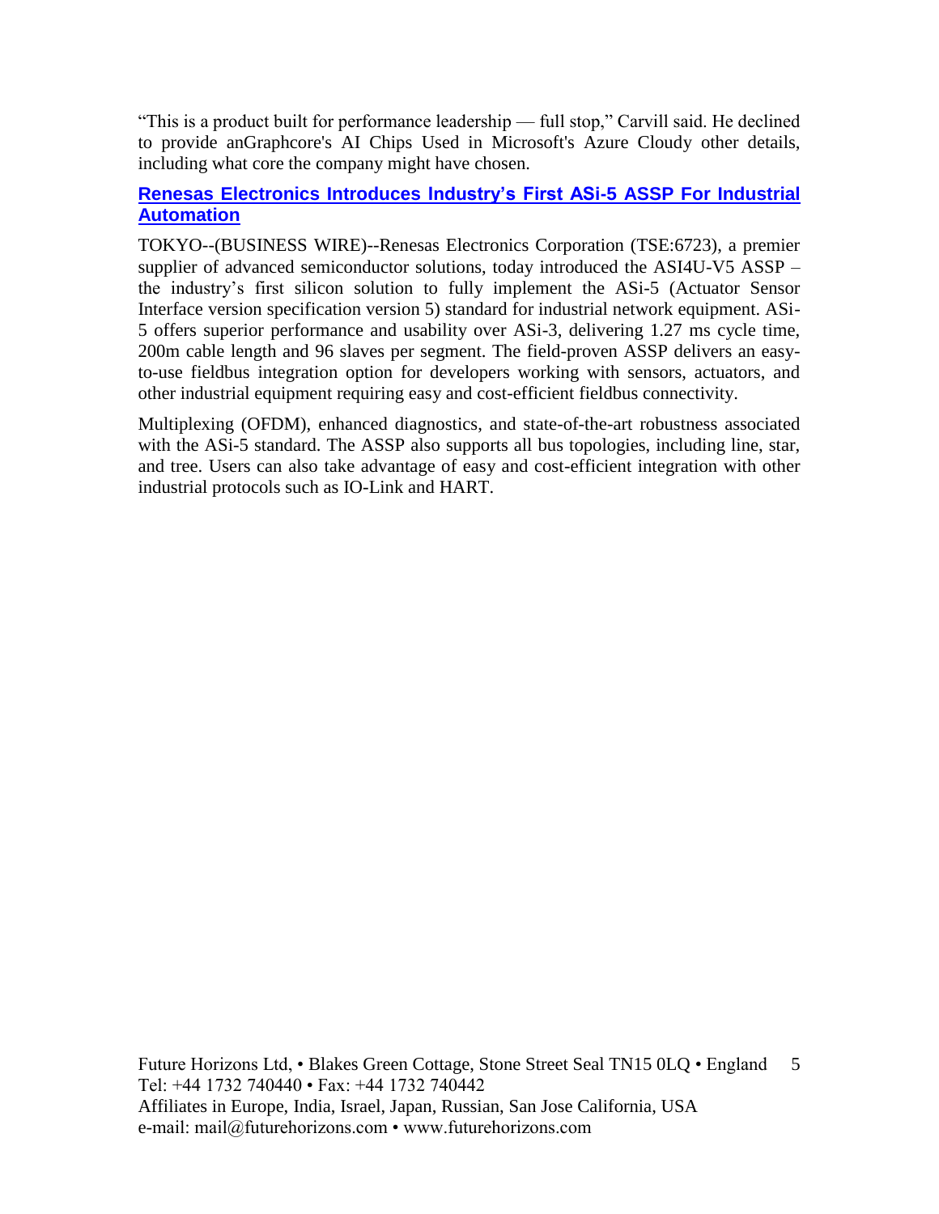"This is a product built for performance leadership — full stop," Carvill said. He declined to provide anGraphcore's AI Chips Used in Microsoft's Azure Cloudy other details, including what core the company might have chosen.

## [Renesas Electronics Introduces Industry's First ASi-5 ASSP For Industrial Automation]

TOKYO--(BUSINESS WIRE)--Renesas Electronics Corporation (TSE:6723), a premier supplier of advanced semiconductor solutions, today introduced the ASI4U-V5 ASSP – the industry's first silicon solution to fully implement the ASi-5 (Actuator Sensor Interface version specification version 5) standard for industrial network equipment. ASi-5 offers superior performance and usability over ASi-3, delivering 1.27 ms cycle time, 200m cable length and 96 slaves per segment. The field-proven ASSP delivers an easy-to-use fieldbus integration option for developers working with sensors, actuators, and other industrial equipment requiring easy and cost-efficient fieldbus connectivity.

Multiplexing (OFDM), enhanced diagnostics, and state-of-the-art robustness associated with the ASi-5 standard. The ASSP also supports all bus topologies, including line, star, and tree. Users can also take advantage of easy and cost-efficient integration with other industrial protocols such as IO-Link and HART.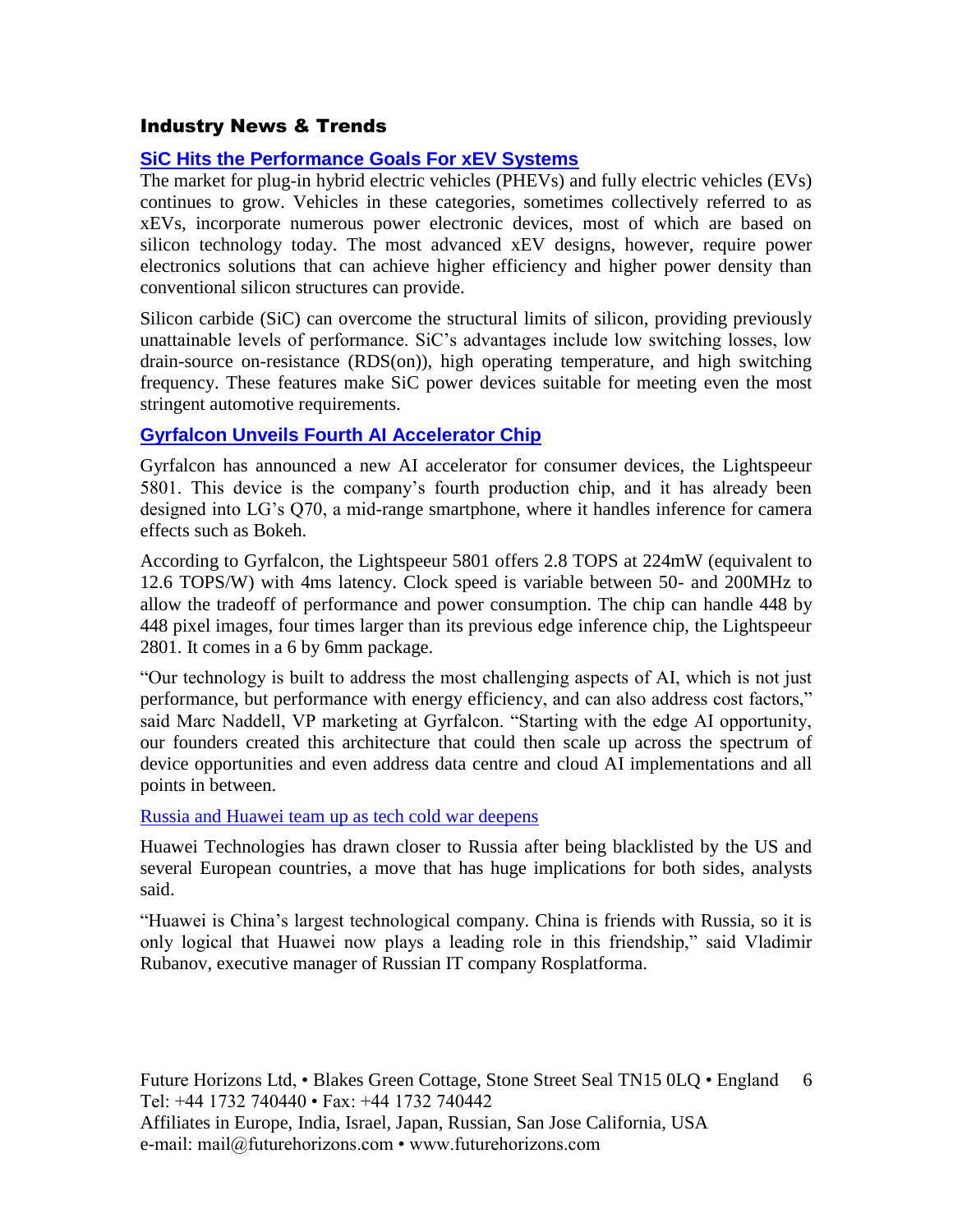## Industry News & Trends

### SiC Hits the Performance Goals For xEV Systems

The market for plug-in hybrid electric vehicles (PHEVs) and fully electric vehicles (EVs) continues to grow. Vehicles in these categories, sometimes collectively referred to as xEVs, incorporate numerous power electronic devices, most of which are based on silicon technology today. The most advanced xEV designs, however, require power electronics solutions that can achieve higher efficiency and higher power density than conventional silicon structures can provide.

Silicon carbide (SiC) can overcome the structural limits of silicon, providing previously unattainable levels of performance. SiC's advantages include low switching losses, low drain-source on-resistance (RDS(on)), high operating temperature, and high switching frequency. These features make SiC power devices suitable for meeting even the most stringent automotive requirements.

### Gyrfalcon Unveils Fourth AI Accelerator Chip

Gyrfalcon has announced a new AI accelerator for consumer devices, the Lightspeeur 5801. This device is the company's fourth production chip, and it has already been designed into LG's Q70, a mid-range smartphone, where it handles inference for camera effects such as Bokeh.

According to Gyrfalcon, the Lightspeeur 5801 offers 2.8 TOPS at 224mW (equivalent to 12.6 TOPS/W) with 4ms latency. Clock speed is variable between 50- and 200MHz to allow the tradeoff of performance and power consumption. The chip can handle 448 by 448 pixel images, four times larger than its previous edge inference chip, the Lightspeeur 2801. It comes in a 6 by 6mm package.

"Our technology is built to address the most challenging aspects of AI, which is not just performance, but performance with energy efficiency, and can also address cost factors," said Marc Naddell, VP marketing at Gyrfalcon. "Starting with the edge AI opportunity, our founders created this architecture that could then scale up across the spectrum of device opportunities and even address data centre and cloud AI implementations and all points in between.

### Russia and Huawei team up as tech cold war deepens

Huawei Technologies has drawn closer to Russia after being blacklisted by the US and several European countries, a move that has huge implications for both sides, analysts said.

"Huawei is China's largest technological company. China is friends with Russia, so it is only logical that Huawei now plays a leading role in this friendship," said Vladimir Rubanov, executive manager of Russian IT company Rosplatforma.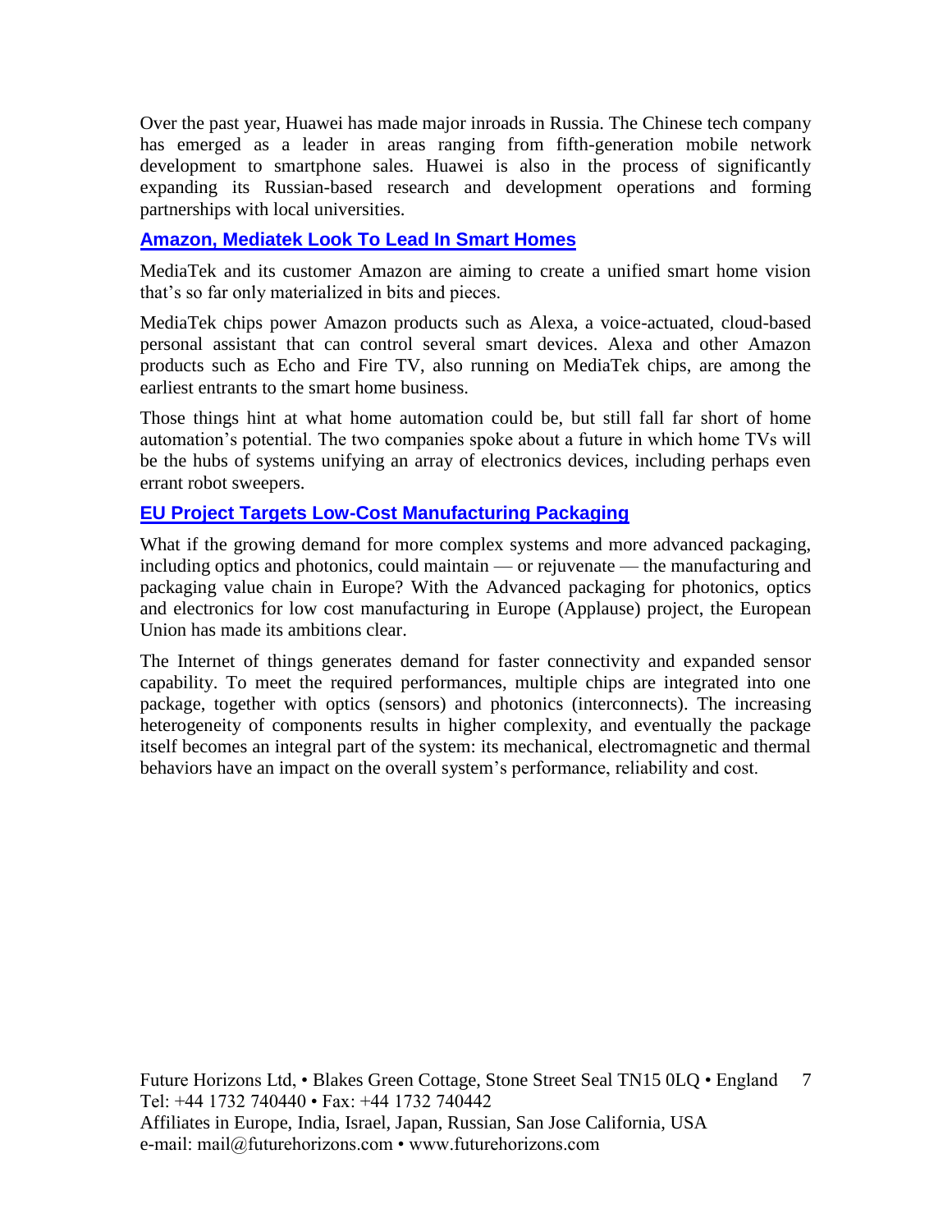Over the past year, Huawei has made major inroads in Russia. The Chinese tech company has emerged as a leader in areas ranging from fifth-generation mobile network development to smartphone sales. Huawei is also in the process of significantly expanding its Russian-based research and development operations and forming partnerships with local universities.

## Amazon, Mediatek Look To Lead In Smart Homes

MediaTek and its customer Amazon are aiming to create a unified smart home vision that's so far only materialized in bits and pieces.

MediaTek chips power Amazon products such as Alexa, a voice-actuated, cloud-based personal assistant that can control several smart devices. Alexa and other Amazon products such as Echo and Fire TV, also running on MediaTek chips, are among the earliest entrants to the smart home business.

Those things hint at what home automation could be, but still fall far short of home automation's potential. The two companies spoke about a future in which home TVs will be the hubs of systems unifying an array of electronics devices, including perhaps even errant robot sweepers.

## EU Project Targets Low-Cost Manufacturing Packaging

What if the growing demand for more complex systems and more advanced packaging, including optics and photonics, could maintain — or rejuvenate — the manufacturing and packaging value chain in Europe? With the Advanced packaging for photonics, optics and electronics for low cost manufacturing in Europe (Applause) project, the European Union has made its ambitions clear.

The Internet of things generates demand for faster connectivity and expanded sensor capability. To meet the required performances, multiple chips are integrated into one package, together with optics (sensors) and photonics (interconnects). The increasing heterogeneity of components results in higher complexity, and eventually the package itself becomes an integral part of the system: its mechanical, electromagnetic and thermal behaviors have an impact on the overall system's performance, reliability and cost.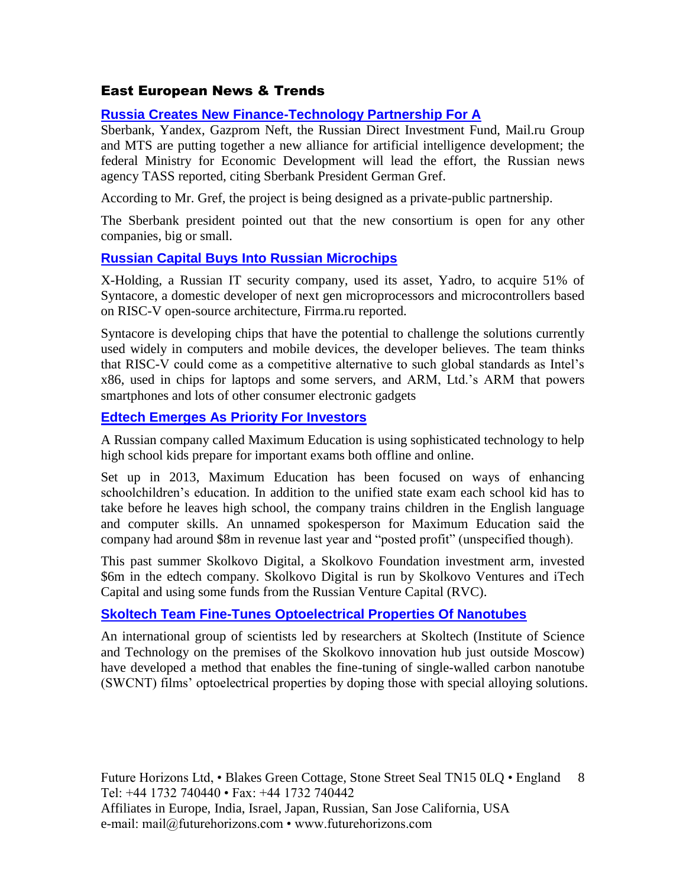## East European News & Trends

### Russia Creates New Finance-Technology Partnership For A

Sberbank, Yandex, Gazprom Neft, the Russian Direct Investment Fund, Mail.ru Group and MTS are putting together a new alliance for artificial intelligence development; the federal Ministry for Economic Development will lead the effort, the Russian news agency TASS reported, citing Sberbank President German Gref.

According to Mr. Gref, the project is being designed as a private-public partnership.

The Sberbank president pointed out that the new consortium is open for any other companies, big or small.

### Russian Capital Buys Into Russian Microchips

X-Holding, a Russian IT security company, used its asset, Yadro, to acquire 51% of Syntacore, a domestic developer of next gen microprocessors and microcontrollers based on RISC-V open-source architecture, Firrma.ru reported.

Syntacore is developing chips that have the potential to challenge the solutions currently used widely in computers and mobile devices, the developer believes. The team thinks that RISC-V could come as a competitive alternative to such global standards as Intel's x86, used in chips for laptops and some servers, and ARM, Ltd.'s ARM that powers smartphones and lots of other consumer electronic gadgets

### Edtech Emerges As Priority For Investors

A Russian company called Maximum Education is using sophisticated technology to help high school kids prepare for important exams both offline and online.

Set up in 2013, Maximum Education has been focused on ways of enhancing schoolchildren's education. In addition to the unified state exam each school kid has to take before he leaves high school, the company trains children in the English language and computer skills. An unnamed spokesperson for Maximum Education said the company had around $8m in revenue last year and "posted profit" (unspecified though).

This past summer Skolkovo Digital, a Skolkovo Foundation investment arm, invested $6m in the edtech company. Skolkovo Digital is run by Skolkovo Ventures and iTech Capital and using some funds from the Russian Venture Capital (RVC).

### Skoltech Team Fine-Tunes Optoelectrical Properties Of Nanotubes

An international group of scientists led by researchers at Skoltech (Institute of Science and Technology on the premises of the Skolkovo innovation hub just outside Moscow) have developed a method that enables the fine-tuning of single-walled carbon nanotube (SWCNT) films' optoelectrical properties by doping those with special alloying solutions.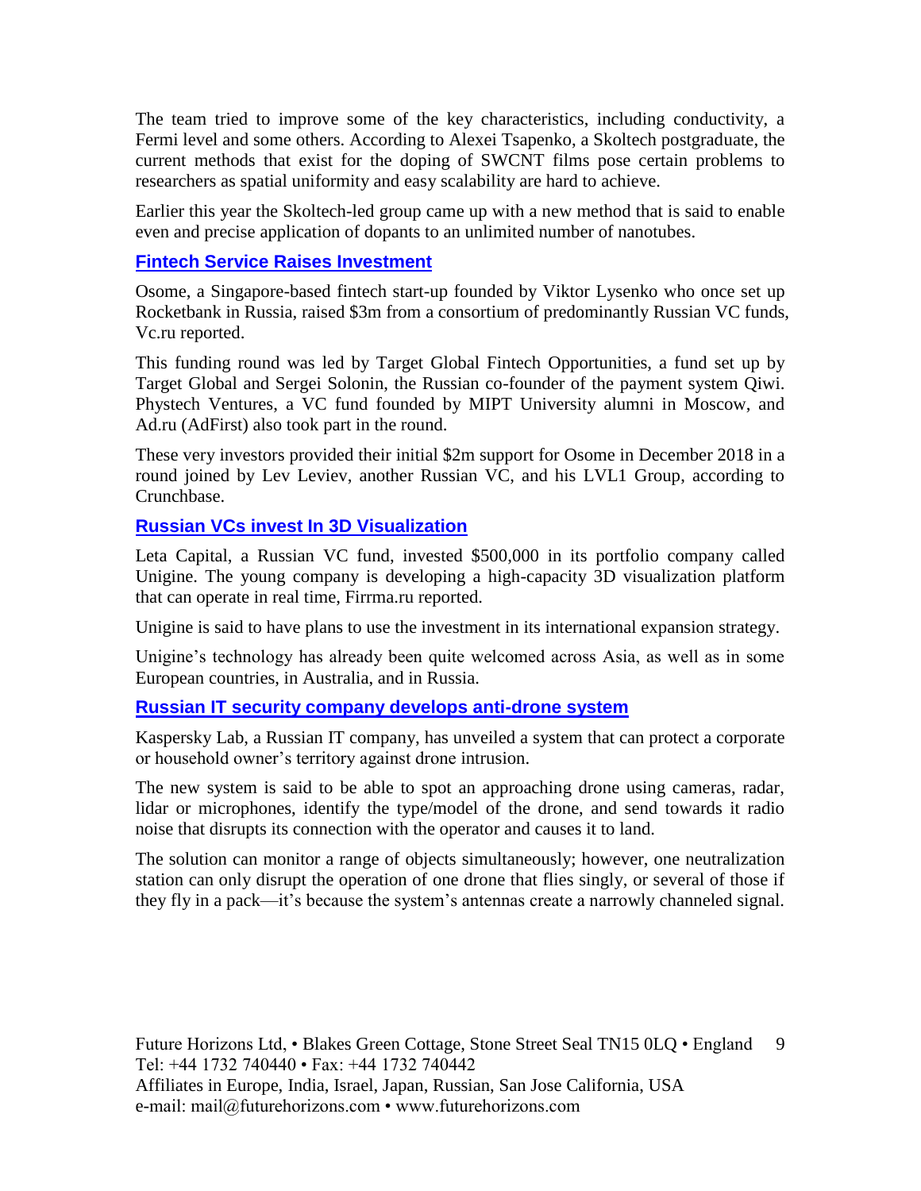The team tried to improve some of the key characteristics, including conductivity, a Fermi level and some others. According to Alexei Tsapenko, a Skoltech postgraduate, the current methods that exist for the doping of SWCNT films pose certain problems to researchers as spatial uniformity and easy scalability are hard to achieve.

Earlier this year the Skoltech-led group came up with a new method that is said to enable even and precise application of dopants to an unlimited number of nanotubes.

### Fintech Service Raises Investment

Osome, a Singapore-based fintech start-up founded by Viktor Lysenko who once set up Rocketbank in Russia, raised $3m from a consortium of predominantly Russian VC funds, Vc.ru reported.

This funding round was led by Target Global Fintech Opportunities, a fund set up by Target Global and Sergei Solonin, the Russian co-founder of the payment system Qiwi. Phystech Ventures, a VC fund founded by MIPT University alumni in Moscow, and Ad.ru (AdFirst) also took part in the round.

These very investors provided their initial $2m support for Osome in December 2018 in a round joined by Lev Leviev, another Russian VC, and his LVL1 Group, according to Crunchbase.

### Russian VCs invest In 3D Visualization

Leta Capital, a Russian VC fund, invested $500,000 in its portfolio company called Unigine. The young company is developing a high-capacity 3D visualization platform that can operate in real time, Firrma.ru reported.

Unigine is said to have plans to use the investment in its international expansion strategy.

Unigine's technology has already been quite welcomed across Asia, as well as in some European countries, in Australia, and in Russia.

### Russian IT security company develops anti-drone system

Kaspersky Lab, a Russian IT company, has unveiled a system that can protect a corporate or household owner's territory against drone intrusion.

The new system is said to be able to spot an approaching drone using cameras, radar, lidar or microphones, identify the type/model of the drone, and send towards it radio noise that disrupts its connection with the operator and causes it to land.

The solution can monitor a range of objects simultaneously; however, one neutralization station can only disrupt the operation of one drone that flies singly, or several of those if they fly in a pack—it's because the system's antennas create a narrowly channeled signal.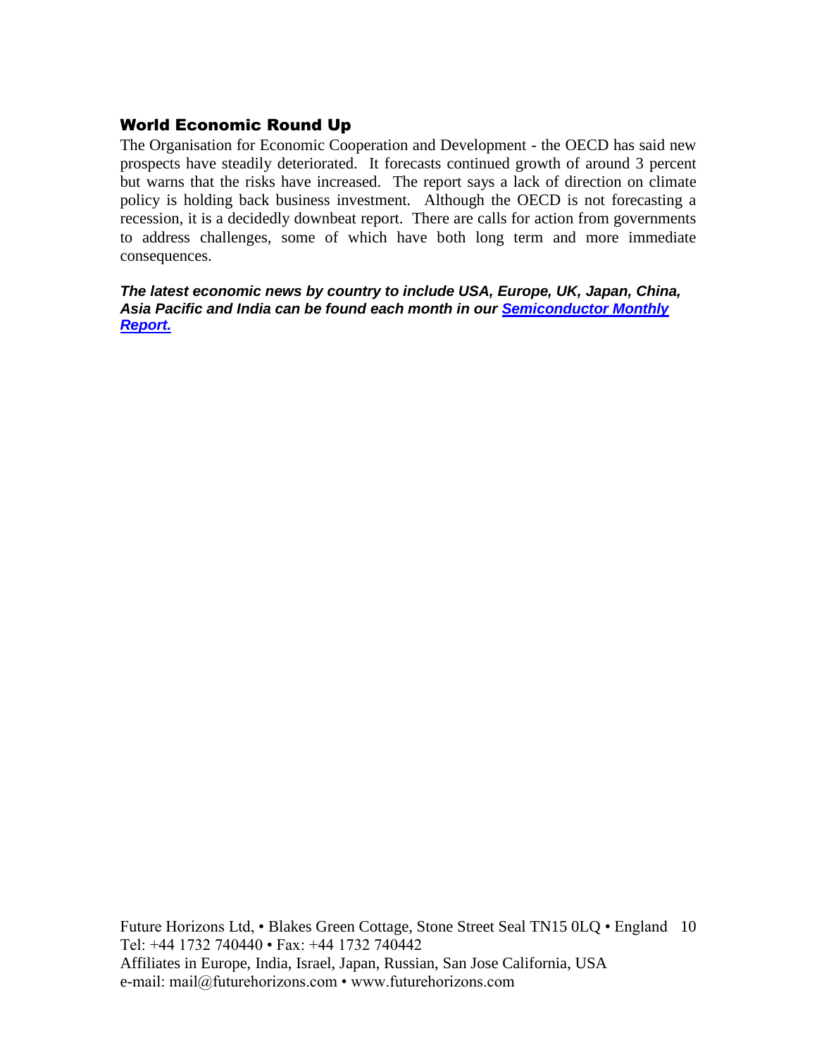## World Economic Round Up

The Organisation for Economic Cooperation and Development - the OECD has said new prospects have steadily deteriorated. It forecasts continued growth of around 3 percent but warns that the risks have increased. The report says a lack of direction on climate policy is holding back business investment. Although the OECD is not forecasting a recession, it is a decidedly downbeat report. There are calls for action from governments to address challenges, some of which have both long term and more immediate consequences.

***The latest economic news by country to include USA, Europe, UK, Japan, China, Asia Pacific and India can be found each month in our [Semiconductor Monthly Report.](#)***

Future Horizons Ltd, • Blakes Green Cottage, Stone Street Seal TN15 0LQ • England
Tel: +44 1732 740440 • Fax: +44 1732 740442
Affiliates in Europe, India, Israel, Japan, Russian, San Jose California, USA
e-mail: mail@futurehorizons.com • www.futurehorizons.com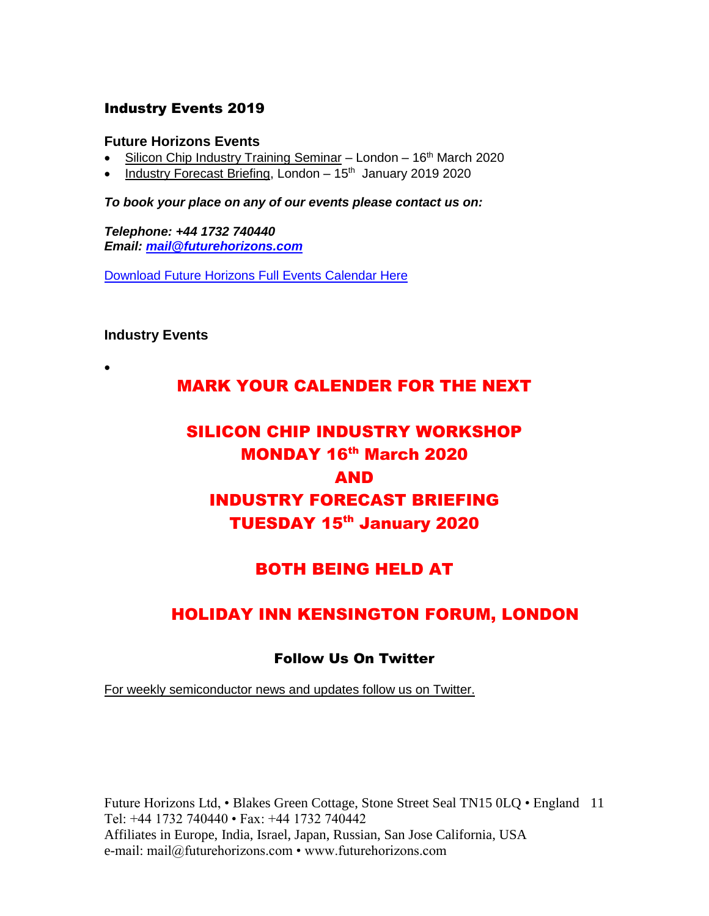## Industry Events 2019

### Future Horizons Events

- Silicon Chip Industry Training Seminar – London – 16th March 2020
- Industry Forecast Briefing, London – 15th January 2019 2020

***To book your place on any of our events please contact us on:***

***Telephone: +44 1732 740440***
***Email: mail@futurehorizons.com***

Download Future Horizons Full Events Calendar Here

### Industry Events

-

**MARK YOUR CALENDER FOR THE NEXT**

**SILICON CHIP INDUSTRY WORKSHOP**
**MONDAY 16th March 2020**
**AND**
**INDUSTRY FORECAST BRIEFING**
**TUESDAY 15th January 2020**

**BOTH BEING HELD AT**

**HOLIDAY INN KENSINGTON FORUM, LONDON**

**Follow Us On Twitter**

For weekly semiconductor news and updates follow us on Twitter.

Future Horizons Ltd, • Blakes Green Cottage, Stone Street Seal TN15 0LQ • England
Tel: +44 1732 740440 • Fax: +44 1732 740442
Affiliates in Europe, India, Israel, Japan, Russian, San Jose California, USA
e-mail: mail@futurehorizons.com • www.futurehorizons.com